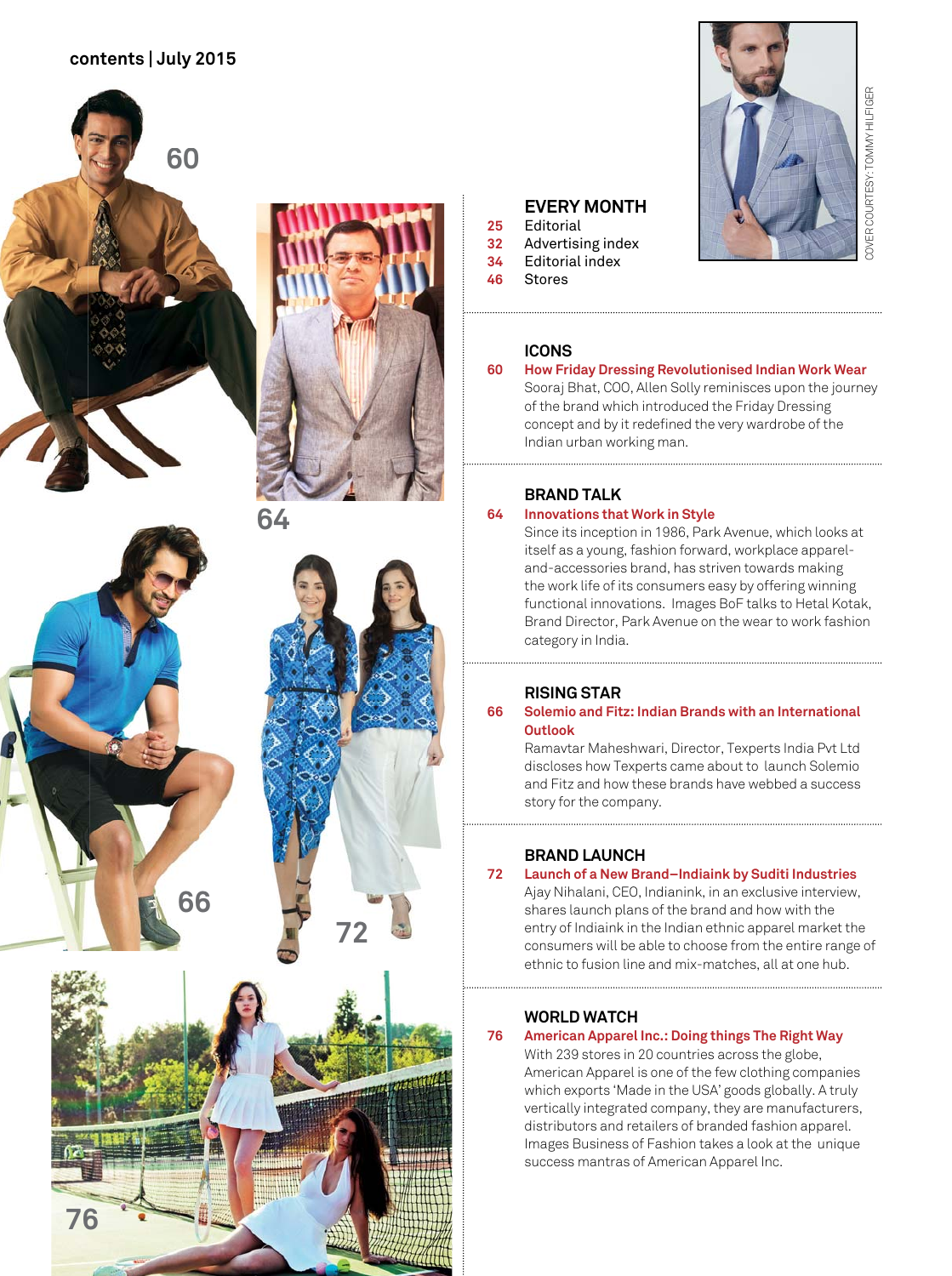**contents | July 2015**

## EVERY MONTH

25 Editorial
32 Advertising index
34 Editorial index
46 Stores

COVER COURTESY: TOMMY HILFIGER

## ICONS

**60 How Friday Dressing Revolutionised Indian Work Wear**

Sooraj Bhat, COO, Allen Solly reminisces upon the journey of the brand which introduced the Friday Dressing concept and by it redefined the very wardrobe of the Indian urban working man.

## BRAND TALK

**64 Innovations that Work in Style**

Since its inception in 1986, Park Avenue, which looks at itself as a young, fashion forward, workplace apparel-and-accessories brand, has striven towards making the work life of its consumers easy by offering winning functional innovations. Images BoF talks to Hetal Kotak, Brand Director, Park Avenue on the wear to work fashion category in India.

## RISING STAR

**66 Solemio and Fitz: Indian Brands with an International Outlook**

Ramavtar Maheshwari, Director, Texperts India Pvt Ltd discloses how Texperts came about to launch Solemio and Fitz and how these brands have webbed a success story for the company.

## BRAND LAUNCH

**72 Launch of a New Brand–Indiaink by Suditi Industries**

Ajay Nihalani, CEO, Indianink, in an exclusive interview, shares launch plans of the brand and how with the entry of Indiaink in the Indian ethnic apparel market the consumers will be able to choose from the entire range of ethnic to fusion line and mix-matches, all at one hub.

## WORLD WATCH

**76 American Apparel Inc.: Doing things The Right Way**

With 239 stores in 20 countries across the globe, American Apparel is one of the few clothing companies which exports 'Made in the USA' goods globally. A truly vertically integrated company, they are manufacturers, distributors and retailers of branded fashion apparel. Images Business of Fashion takes a look at the unique success mantras of American Apparel Inc.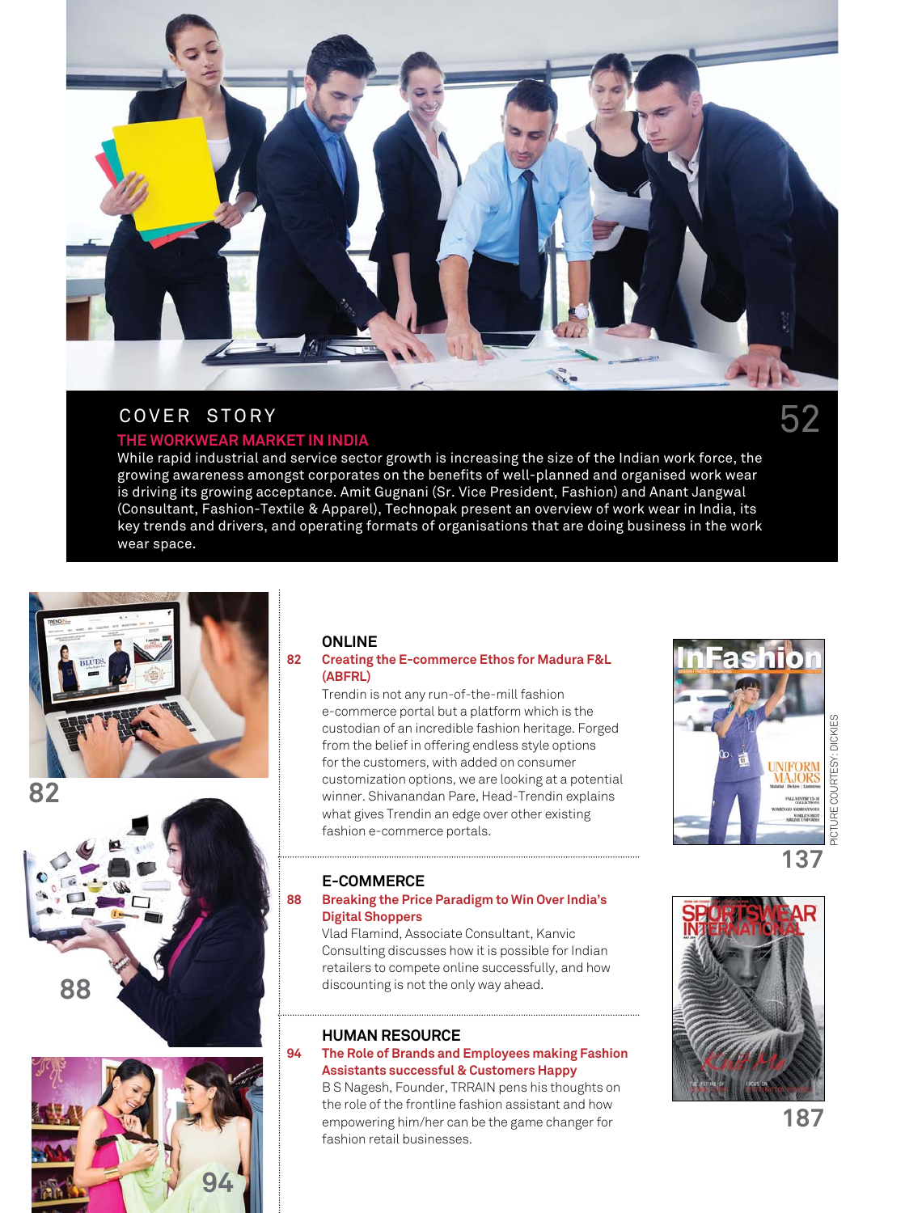## COVER STORY

### THE WORKWEAR MARKET IN INDIA

52

While rapid industrial and service sector growth is increasing the size of the Indian work force, the growing awareness amongst corporates on the benefits of well-planned and organised work wear is driving its growing acceptance. Amit Gugnani (Sr. Vice President, Fashion) and Anant Jangwal (Consultant, Fashion-Textile & Apparel), Technopak present an overview of work wear in India, its key trends and drivers, and operating formats of organisations that are doing business in the work wear space.

### ONLINE

**82 Creating the E-commerce Ethos for Madura F&L (ABFRL)**

Trendin is not any run-of-the-mill fashion e-commerce portal but a platform which is the custodian of an incredible fashion heritage. Forged from the belief in offering endless style options for the customers, with added on consumer customization options, we are looking at a potential winner. Shivanandan Pare, Head-Trendin explains what gives Trendin an edge over other existing fashion e-commerce portals.

### E-COMMERCE

**88 Breaking the Price Paradigm to Win Over India's Digital Shoppers**

Vlad Flamind, Associate Consultant, Kanvic Consulting discusses how it is possible for Indian retailers to compete online successfully, and how discounting is not the only way ahead.

### HUMAN RESOURCE

**94 The Role of Brands and Employees making Fashion Assistants successful & Customers Happy**

B S Nagesh, Founder, TRRAIN pens his thoughts on the role of the frontline fashion assistant and how empowering him/her can be the game changer for fashion retail businesses.

137

PICTURE COURTESY: DICKIES

187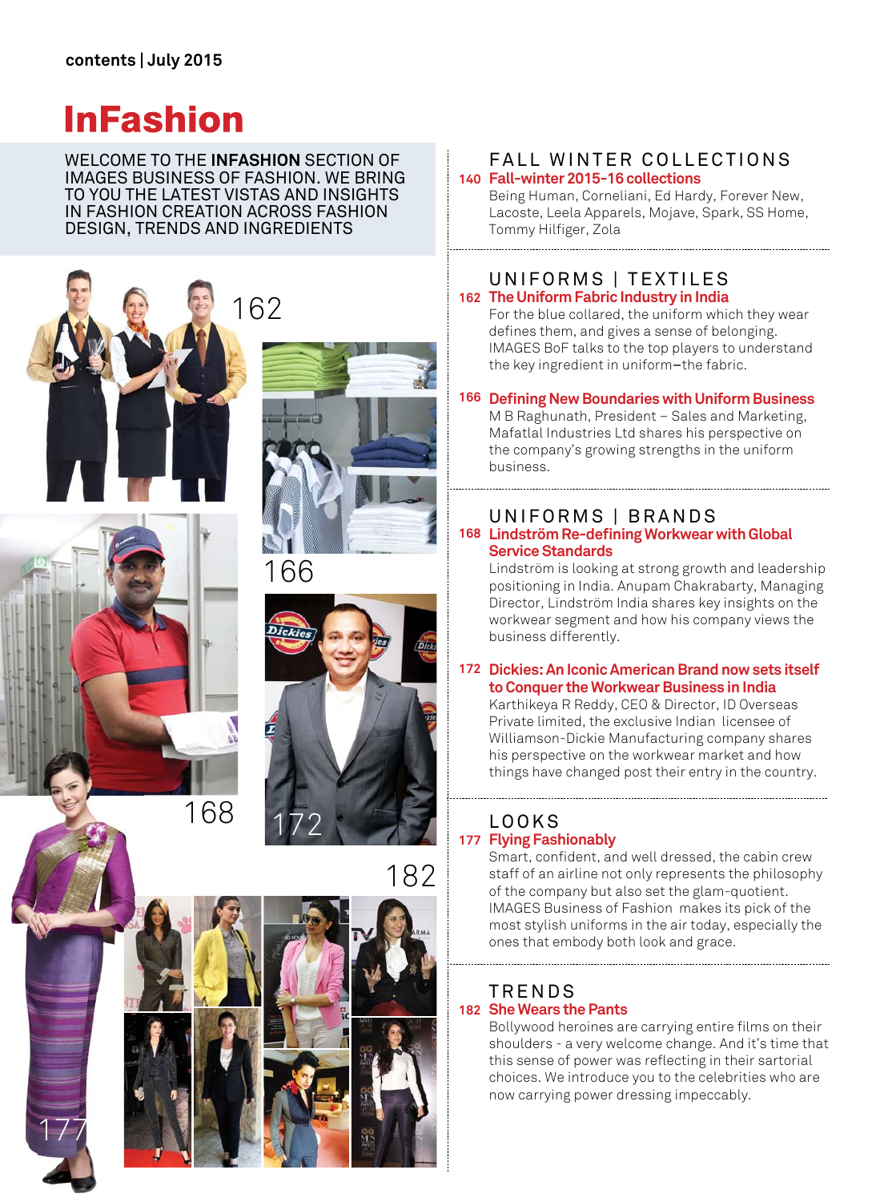contents | July 2015

# InFashion

WELCOME TO THE **INFASHION** SECTION OF IMAGES BUSINESS OF FASHION. WE BRING TO YOU THE LATEST VISTAS AND INSIGHTS IN FASHION CREATION ACROSS FASHION DESIGN, TRENDS AND INGREDIENTS

## FALL WINTER COLLECTIONS

**140 Fall-winter 2015-16 collections**
Being Human, Corneliani, Ed Hardy, Forever New, Lacoste, Leela Apparels, Mojave, Spark, SS Home, Tommy Hilfiger, Zola

## UNIFORMS | TEXTILES

**162 The Uniform Fabric Industry in India**
For the blue collared, the uniform which they wear defines them, and gives a sense of belonging. IMAGES BoF talks to the top players to understand the key ingredient in uniform–the fabric.

**166 Defining New Boundaries with Uniform Business**
M B Raghunath, President – Sales and Marketing, Mafatlal Industries Ltd shares his perspective on the company's growing strengths in the uniform business.

## UNIFORMS | BRANDS

**168 Lindström Re-defining Workwear with Global Service Standards**
Lindström is looking at strong growth and leadership positioning in India. Anupam Chakrabarty, Managing Director, Lindström India shares key insights on the workwear segment and how his company views the business differently.

**172 Dickies: An Iconic American Brand now sets itself to Conquer the Workwear Business in India**
Karthikeya R Reddy, CEO & Director, ID Overseas Private limited, the exclusive Indian licensee of Williamson-Dickie Manufacturing company shares his perspective on the workwear market and how things have changed post their entry in the country.

## LOOKS

**177 Flying Fashionably**
Smart, confident, and well dressed, the cabin crew staff of an airline not only represents the philosophy of the company but also set the glam-quotient. IMAGES Business of Fashion makes its pick of the most stylish uniforms in the air today, especially the ones that embody both look and grace.

## TRENDS

**182 She Wears the Pants**
Bollywood heroines are carrying entire films on their shoulders - a very welcome change. And it's time that this sense of power was reflecting in their sartorial choices. We introduce you to the celebrities who are now carrying power dressing impeccably.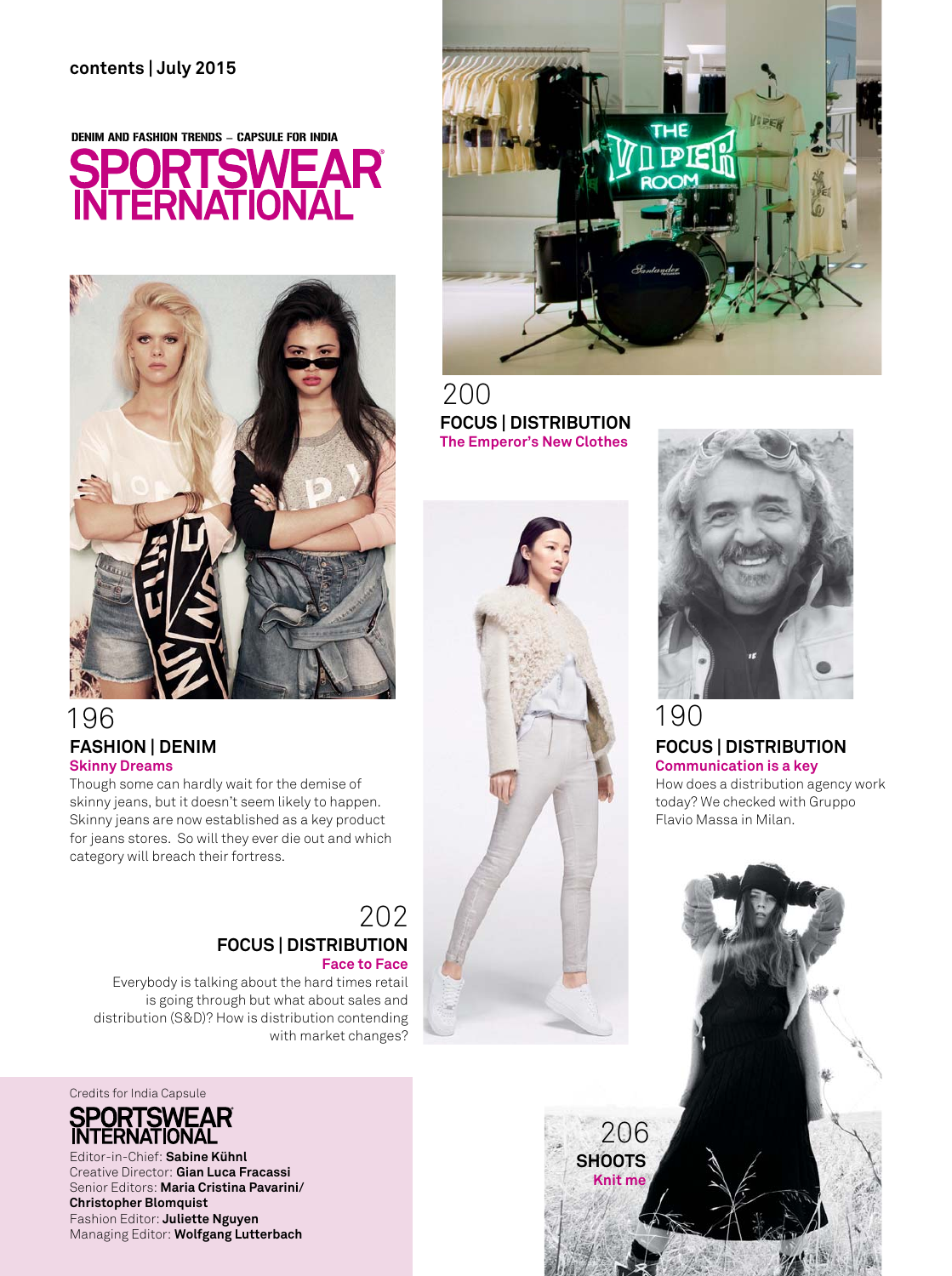**contents | July 2015**

DENIM AND FASHION TRENDS – CAPSULE FOR INDIA

# SPORTSWEAR INTERNATIONAL

196

## FASHION | DENIM

**Skinny Dreams**

Though some can hardly wait for the demise of skinny jeans, but it doesn't seem likely to happen. Skinny jeans are now established as a key product for jeans stores. So will they ever die out and which category will breach their fortress.

202

## FOCUS | DISTRIBUTION

**Face to Face**

Everybody is talking about the hard times retail is going through but what about sales and distribution (S&D)? How is distribution contending with market changes?

200

## FOCUS | DISTRIBUTION

**The Emperor's New Clothes**

190

## FOCUS | DISTRIBUTION

**Communication is a key**

How does a distribution agency work today? We checked with Gruppo Flavio Massa in Milan.

206

## SHOOTS

**Knit me**

Credits for India Capsule

SPORTSWEAR INTERNATIONAL

Editor-in-Chief: **Sabine Kühnl**
Creative Director: **Gian Luca Fracassi**
Senior Editors: **Maria Cristina Pavarini/ Christopher Blomquist**
Fashion Editor: **Juliette Nguyen**
Managing Editor: **Wolfgang Lutterbach**